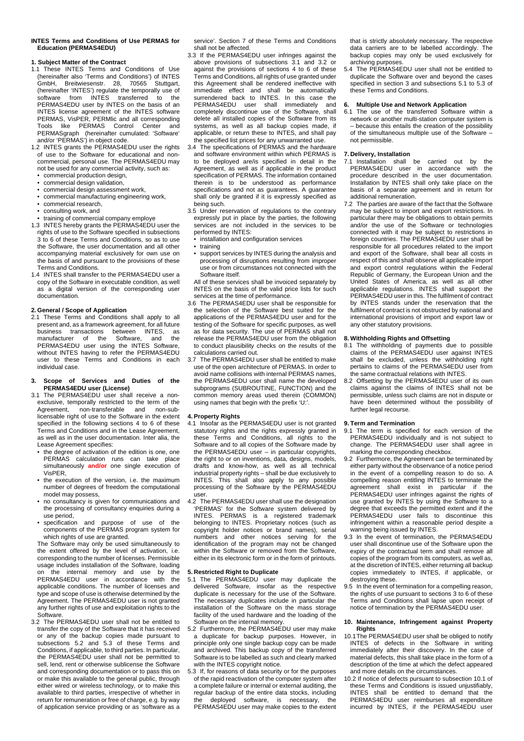# INTES Terms and Conditions of Use PERMAS for Education (PERMAS4EDU)

## 1. Subject Matter of the Contract

1.1 These INTES Terms and Conditions of Use (hereinafter also 'Terms and Conditions') of INTES GmbH, Breitwiesenstr. 28, 70565 Stuttgart, (hereinafter 'INTES') regulate the temporally use of software from INTES transferred to the PERMAS4EDU user by INTES on the basis of an INTES license agreement of the INTES software PERMAS, VisPER, PERMlic and all corresponding Tools like PERMAS Control Center and PERMASgraph (hereinafter cumulated: 'Software' and/or 'PERMAS') in object code.

1.2 INTES grants the PERMAS4EDU user the rights of use to the Software for educational and non-commercial, personal use. The PERMAS4EDU may not be used for any commercial activity, such as:

- commercial production design,
- commercial design validation,
- commercial design assessment work,
- commercial manufacturing engineering work,
- commercial research,
- consulting work, and
- training of commercial company employe

1.3 INTES hereby grants the PERMAS4EDU user the rights of use to the Software specified in subsections 3 to 6 of these Terms and Conditions, so as to use the Software, the user documentation and all other accompanying material exclusively for own use on the basis of and pursuant to the provisions of these Terms and Conditions.

1.4 INTES shall transfer to the PERMAS4EDU user a copy of the Software in executable condition, as well as a digital version of the corresponding user documentation.

## 2. General / Scope of Application

2.1 These Terms and Conditions shall apply to all present and, as a framework agreement, for all future business transactions between INTES, as manufacturer of the Software, and the PERMAS4EDU user using the INTES Software, without INTES having to refer the PERMAS4EDU user to these Terms and Conditions in each individual case.

## 3. Scope of Services and Duties of the PERMAS4EDU user (License)

3.1 The PERMAS4EDU user shall receive a non-exclusive, temporally restricted to the term of the Agreement, non-transferable and non-sub-licensable right of use to the Software in the extent specified in the following sections 4 to 6 of these Terms and Conditions and in the Lease Agreement, as well as in the user documentation. Inter alia, the Lease Agreement specifies:

- the degree of activation of the edition is one, one PERMAS calculation runs can take place simultaneously **and/or** one single execution of VisPER,
- the execution of the version, i.e. the maximum number of degrees of freedom the computational model may possess,
- no consultancy is given for communications and the processing of consultancy enquiries during a use period,
- specification and purpose of use of the components of the PERMAS program system for which rights of use are granted.

The Software may only be used simultaneously to the extent offered by the level of activation, i.e. corresponding to the number of licenses. Permissible usage includes installation of the Software, loading on the internal memory and use by the PERMAS4EDU user in accordance with the applicable conditions. The number of licenses and type and scope of use is otherwise determined by the Agreement. The PERMAS4EDU user is not granted any further rights of use and exploitation rights to the Software.

3.2 The PERMAS4EDU user shall not be entitled to transfer the copy of the Software that it has received or any of the backup copies made pursuant to subsections 5.2 and 5.3 of these Terms and Conditions, if applicable, to third parties. In particular, the PERMAS4EDU user shall not be permitted to sell, lend, rent or otherwise sublicense the Software and corresponding documentation or to pass this on or make this available to the general public, through either wired or wireless technology, or to make this available to third parties, irrespective of whether in return for remuneration or free of charge, e.g. by way of application service providing or as 'software as a service'. Section 7 of these Terms and Conditions shall not be affected.

3.3 If the PERMAS4EDU user infringes against the above provisions of subsections 3.1 and 3.2 or against the provisions of sections 4 to 6 of these Terms and Conditions, all rights of use granted under this Agreement shall be rendered ineffective with immediate effect and shall be automatically surrendered back to INTES. In this case the PERMAS4EDU user shall immediately and completely discontinue use of the Software, shall delete all installed copies of the Software from its systems, as well as all backup copies made, if applicable, or return these to INTES, and shall pay the specified list prices for any unwarranted use.

3.4 The specifications of PERMAS and the hardware and software environment within which PERMAS is to be deployed are/is specified in detail in the Agreement, as well as if applicable in the product specification of PERMAS. The information contained therein is to be understood as performance specifications and not as guarantees. A guarantee shall only be granted if it is expressly specified as being such.

3.5 Under reservation of regulations to the contrary expressly put in place by the parties, the following services are not included in the services to be performed by INTES:

- installation and configuration services
- training
- support services by INTES during the analysis and processing of disruptions resulting from improper use or from circumstances not connected with the Software itself.

All of these services shall be invoiced separately by INTES on the basis of the valid price lists for such services at the time of performance.

3.6 The PERMAS4EDU user shall be responsible for the selection of the Software best suited for the applications of the PERMAS4EDU user and for the testing of the Software for specific purposes, as well as for data security. The use of PERMAS shall not release the PERMAS4EDU user from the obligation to conduct plausibility checks on the results of the calculations carried out.

3.7 The PERMAS4EDU user shall be entitled to make use of the open architecture of PERMAS. In order to avoid name collisions with internal PERMAS names, the PERMAS4EDU user shall name the developed subprograms (SUBROUTINE, FUNCTION) and the common memory areas used therein (COMMON) using names that begin with the prefix 'U:'.

## 4. Property Rights

4.1 Insofar as the PERMAS4EDU user is not granted statutory rights and the rights expressly granted in these Terms and Conditions, all rights to the Software and to all copies of the Software made by the PERMAS4EDU user – in particular copyrights, the right to or on inventions, data, designs, models, drafts and know-how, as well as all technical industrial property rights – shall be due exclusively to INTES. This shall also apply to any possible processing of the Software by the PERMAS4EDU user.

4.2 The PERMAS4EDU user shall use the designation 'PERMAS' for the Software system delivered by INTES. PERMAS is a registered trademark belonging to INTES. Proprietary notices (such as copyright holder notices or brand names), serial numbers and other notices serving for the identification of the program may not be changed within the Software or removed from the Software, either in its electronic form or in the form of printouts.

## 5. Restricted Right to Duplicate

5.1 The PERMAS4EDU user may duplicate the delivered Software, insofar as the respective duplicate is necessary for the use of the Software. The necessary duplicates include in particular the installation of the Software on the mass storage facility of the used hardware and the loading of the Software on the internal memory.

5.2 Furthermore, the PERMAS4EDU user may make a duplicate for backup purposes. However, in principle only one single backup copy can be made and archived. This backup copy of the transferred Software is to be labelled as such and clearly marked with the INTES copyright notice.

5.3 If, for reasons of data security or for the purposes of the rapid reactivation of the computer system after a complete failure or internal or external auditing, the regular backup of the entire data stocks, including the deployed software, is necessary, the PERMAS4EDU user may make copies to the extent that is strictly absolutely necessary. The respective data carriers are to be labelled accordingly. The backup copies may only be used exclusively for archiving purposes.

5.4 The PERMAS4EDU user shall not be entitled to duplicate the Software over and beyond the cases specified in section 3 and subsections 5.1 to 5.3 of these Terms and Conditions.

## 6. Multiple Use and Network Application

6.1 The use of the transferred Software within a network or another multi-station computer system is – because this entails the creation of the possibility of the simultaneous multiple use of the Software – not permissible.

## 7. Delivery, Installation

7.1 Installation shall be carried out by the PERMAS4EDU user in accordance with the procedure described in the user documentation. Installation by INTES shall only take place on the basis of a separate agreement and in return for additional remuneration.

7.2 The parties are aware of the fact that the Software may be subject to import and export restrictions. In particular there may be obligations to obtain permits and/or the use of the Software or technologies connected with it may be subject to restrictions in foreign countries. The PERMAS4EDU user shall be responsible for all procedures related to the import and export of the Software, shall bear all costs in respect of this and shall observe all applicable import and export control regulations within the Federal Republic of Germany, the European Union and the United States of America, as well as all other applicable regulations. INTES shall support the PERMAS4EDU user in this. The fulfilment of contract by INTES stands under the reservation that the fulfilment of contract is not obstructed by national and international provisions of import and export law or any other statutory provisions.

## 8. Withholding Rights and Offsetting

8.1 The withholding of payments due to possible claims of the PERMAS4EDU user against INTES shall be excluded, unless the withholding right pertains to claims of the PERMAS4EDU user from the same contractual relations with INTES.

8.2 Offsetting by the PERMAS4EDU user of its own claims against the claims of INTES shall not be permissible, unless such claims are not in dispute or have been determined without the possibility of further legal recourse.

## 9. Term and Termination

9.1 The term is specified for each version of the PERMAS4EDU individually and is not subject to change. The PERMAS4EDU user shall agree in marking the corresponding checkbox.

9.2 Furthermore, the Agreement can be terminated by either party without the observance of a notice period in the event of a compelling reason to do so. A compelling reason entitling INTES to terminate the agreement shall exist in particular if the PERMAS4EDU user infringes against the rights of use granted by INTES by using the Software to a degree that exceeds the permitted extent and if the PERMAS4EDU user fails to discontinue this infringement within a reasonable period despite a warning being issued by INTES.

9.3 In the event of termination, the PERMAS4EDU user shall discontinue use of the Software upon the expiry of the contractual term and shall remove all copies of the program from its computers, as well as, at the discretion of INTES, either returning all backup copies immediately to INTES, if applicable, or destroying these.

9.5 In the event of termination for a compelling reason, the rights of use pursuant to sections 3 to 6 of these Terms and Conditions shall lapse upon receipt of notice of termination by the PERMAS4EDU user.

## 10. Maintenance, Infringement against Property Rights

10.1 The PERMAS4EDU user shall be obliged to notify INTES of defects in the Software in writing immediately after their discovery. In the case of material defects, this shall take place in the form of a description of the time at which the defect appeared and more details on the circumstances.

10.2 If notice of defects pursuant to subsection 10.1 of these Terms and Conditions is issued unjustifiably, INTES shall be entitled to demand that the PERMAS4EDU user reimburses all expenditure incurred by INTES, if the PERMAS4EDU user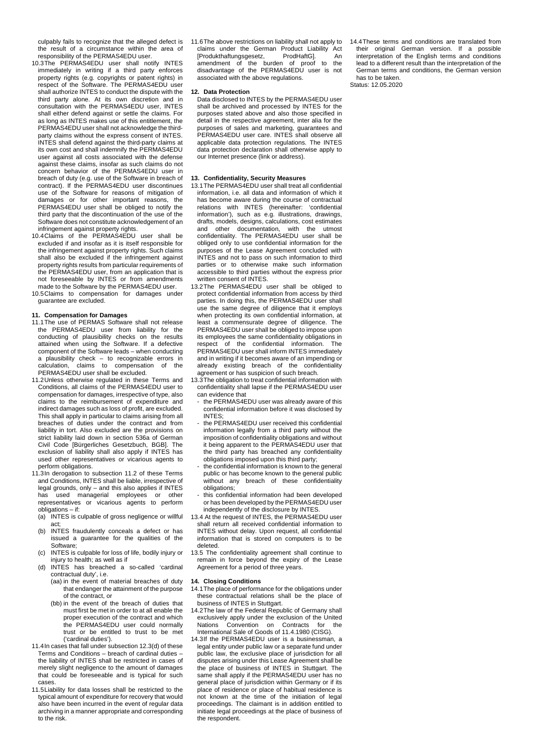culpably fails to recognize that the alleged defect is the result of a circumstance within the area of responsibility of the PERMAS4EDU user.

10.3 The PERMAS4EDU user shall notify INTES immediately in writing if a third party enforces property rights (e.g. copyrights or patent rights) in respect of the Software. The PERMAS4EDU user shall authorize INTES to conduct the dispute with the third party alone. At its own discretion and in consultation with the PERMAS4EDU user, INTES shall either defend against or settle the claims. For as long as INTES makes use of this entitlement, the PERMAS4EDU user shall not acknowledge the third-party claims without the express consent of INTES. INTES shall defend against the third-party claims at its own cost and shall indemnify the PERMAS4EDU user against all costs associated with the defense against these claims, insofar as such claims do not concern behavior of the PERMAS4EDU user in breach of duty (e.g. use of the Software in breach of contract). If the PERMAS4EDU user discontinues use of the Software for reasons of mitigation of damages or for other important reasons, the PERMAS4EDU user shall be obliged to notify the third party that the discontinuation of the use of the Software does not constitute acknowledgement of an infringement against property rights.

10.4 Claims of the PERMAS4EDU user shall be excluded if and insofar as it is itself responsible for the infringement against property rights. Such claims shall also be excluded if the infringement against property rights results from particular requirements of the PERMAS4EDU user, from an application that is not foreseeable by INTES or from amendments made to the Software by the PERMAS4EDU user.

10.5 Claims to compensation for damages under guarantee are excluded.

## 11. Compensation for Damages

11.1 The use of PERMAS Software shall not release the PERMAS4EDU user from liability for the conducting of plausibility checks on the results attained when using the Software. If a defective component of the Software leads – when conducting a plausibility check – to recognizable errors in calculation, claims to compensation of the PERMAS4EDU user shall be excluded.

11.2 Unless otherwise regulated in these Terms and Conditions, all claims of the PERMAS4EDU user to compensation for damages, irrespective of type, also claims to the reimbursement of expenditure and indirect damages such as loss of profit, are excluded. This shall apply in particular to claims arising from all breaches of duties under the contract and from liability in tort. Also excluded are the provisions on strict liability laid down in section 536a of German Civil Code [Bürgerliches Gesetzbuch, BGB]. The exclusion of liability shall also apply if INTES has used other representatives or vicarious agents to perform obligations.

11.3 In derogation to subsection 11.2 of these Terms and Conditions, INTES shall be liable, irrespective of legal grounds, only – and this also applies if INTES has used managerial employees or other representatives or vicarious agents to perform obligations – if:

(a) INTES is culpable of gross negligence or willful act;

(b) INTES fraudulently conceals a defect or has issued a guarantee for the qualities of the Software;

(c) INTES is culpable for loss of life, bodily injury or injury to health; as well as if

(d) INTES has breached a so-called 'cardinal contractual duty', i.e.

(aa) in the event of material breaches of duty that endanger the attainment of the purpose of the contract, or

(bb) in the event of the breach of duties that must first be met in order to at all enable the proper execution of the contract and which the PERMAS4EDU user could normally trust or be entitled to trust to be met ('cardinal duties').

11.4 In cases that fall under subsection 12.3(d) of these Terms and Conditions – breach of cardinal duties – the liability of INTES shall be restricted in cases of merely slight negligence to the amount of damages that could be foreseeable and is typical for such cases.

11.5 Liability for data losses shall be restricted to the typical amount of expenditure for recovery that would also have been incurred in the event of regular data archiving in a manner appropriate and corresponding to the risk.

11.6 The above restrictions on liability shall not apply to claims under the German Product Liability Act [Produkthaftungsgesetz, ProdHaftG]. An amendment of the burden of proof to the disadvantage of the PERMAS4EDU user is not associated with the above regulations.

## 12. Data Protection

Data disclosed to INTES by the PERMAS4EDU user shall be archived and processed by INTES for the purposes stated above and also those specified in detail in the respective agreement, inter alia for the purposes of sales and marketing, guarantees and PERMAS4EDU user care. INTES shall observe all applicable data protection regulations. The INTES data protection declaration shall otherwise apply to our Internet presence (link or address).

## 13. Confidentiality, Security Measures

13.1 The PERMAS4EDU user shall treat all confidential information, i.e. all data and information of which it has become aware during the course of contractual relations with INTES (hereinafter: 'confidential information'), such as e.g. illustrations, drawings, drafts, models, designs, calculations, cost estimates and other documentation, with the utmost confidentiality. The PERMAS4EDU user shall be obliged only to use confidential information for the purposes of the Lease Agreement concluded with INTES and not to pass on such information to third parties or to otherwise make such information accessible to third parties without the express prior written consent of INTES.

13.2 The PERMAS4EDU user shall be obliged to protect confidential information from access by third parties. In doing this, the PERMAS4EDU user shall use the same degree of diligence that it employs when protecting its own confidential information, at least a commensurate degree of diligence. The PERMAS4EDU user shall be obliged to impose upon its employees the same confidentiality obligations in respect of the confidential information. The PERMAS4EDU user shall inform INTES immediately and in writing if it becomes aware of an impending or already existing breach of the confidentiality agreement or has suspicion of such breach.

13.3 The obligation to treat confidential information with confidentiality shall lapse if the PERMAS4EDU user can evidence that

- the PERMAS4EDU user was already aware of this confidential information before it was disclosed by INTES;
- the PERMAS4EDU user received this confidential information legally from a third party without the imposition of confidentiality obligations and without it being apparent to the PERMAS4EDU user that the third party has breached any confidentiality obligations imposed upon this third party;
- the confidential information is known to the general public or has become known to the general public without any breach of these confidentiality obligations;
- this confidential information had been developed or has been developed by the PERMAS4EDU user independently of the disclosure by INTES.

13.4 At the request of INTES, the PERMAS4EDU user shall return all received confidential information to INTES without delay. Upon request, all confidential information that is stored on computers is to be deleted.

13.5 The confidentiality agreement shall continue to remain in force beyond the expiry of the Lease Agreement for a period of three years.

## 14. Closing Conditions

14.1 The place of performance for the obligations under these contractual relations shall be the place of business of INTES in Stuttgart.

14.2 The law of the Federal Republic of Germany shall exclusively apply under the exclusion of the United Nations Convention on Contracts for the International Sale of Goods of 11.4.1980 (CISG).

14.3 If the PERMAS4EDU user is a businessman, a legal entity under public law or a separate fund under public law, the exclusive place of jurisdiction for all disputes arising under this Lease Agreement shall be the place of business of INTES in Stuttgart. The same shall apply if the PERMAS4EDU user has no general place of jurisdiction within Germany or if its place of residence or place of habitual residence is not known at the time of the initiation of legal proceedings. The claimant is in addition entitled to initiate legal proceedings at the place of business of the respondent.

14.4 These terms and conditions are translated from their original German version. If a possible interpretation of the English terms and conditions lead to a different result than the interpretation of the German terms and conditions, the German version has to be taken.

Status: 12.05.2020